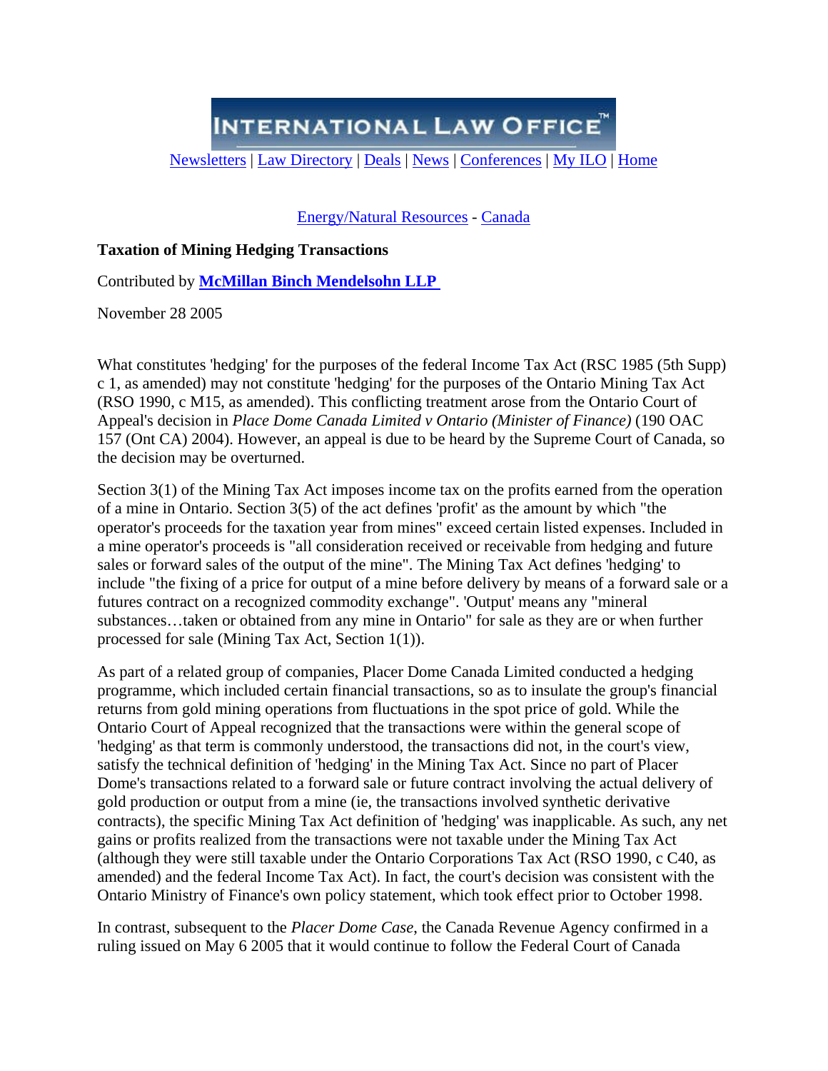# INTERNATIONAL LAW OFFICE™

Newsletters | Law Directory | Deals | News | Conferences | My ILO | Home

Energy/Natural Resources - Canada

**Taxation of Mining Hedging Transactions**

Contributed by **McMillan Binch Mendelsohn LLP**

November 28 2005

What constitutes 'hedging' for the purposes of the federal Income Tax Act (RSC 1985 (5th Supp) c 1, as amended) may not constitute 'hedging' for the purposes of the Ontario Mining Tax Act (RSO 1990, c M15, as amended). This conflicting treatment arose from the Ontario Court of Appeal's decision in *Place Dome Canada Limited v Ontario (Minister of Finance)* (190 OAC 157 (Ont CA) 2004). However, an appeal is due to be heard by the Supreme Court of Canada, so the decision may be overturned.

Section 3(1) of the Mining Tax Act imposes income tax on the profits earned from the operation of a mine in Ontario. Section 3(5) of the act defines 'profit' as the amount by which "the operator's proceeds for the taxation year from mines" exceed certain listed expenses. Included in a mine operator's proceeds is "all consideration received or receivable from hedging and future sales or forward sales of the output of the mine". The Mining Tax Act defines 'hedging' to include "the fixing of a price for output of a mine before delivery by means of a forward sale or a futures contract on a recognized commodity exchange". 'Output' means any "mineral substances…taken or obtained from any mine in Ontario" for sale as they are or when further processed for sale (Mining Tax Act, Section 1(1)).

As part of a related group of companies, Placer Dome Canada Limited conducted a hedging programme, which included certain financial transactions, so as to insulate the group's financial returns from gold mining operations from fluctuations in the spot price of gold. While the Ontario Court of Appeal recognized that the transactions were within the general scope of 'hedging' as that term is commonly understood, the transactions did not, in the court's view, satisfy the technical definition of 'hedging' in the Mining Tax Act. Since no part of Placer Dome's transactions related to a forward sale or future contract involving the actual delivery of gold production or output from a mine (ie, the transactions involved synthetic derivative contracts), the specific Mining Tax Act definition of 'hedging' was inapplicable. As such, any net gains or profits realized from the transactions were not taxable under the Mining Tax Act (although they were still taxable under the Ontario Corporations Tax Act (RSO 1990, c C40, as amended) and the federal Income Tax Act). In fact, the court's decision was consistent with the Ontario Ministry of Finance's own policy statement, which took effect prior to October 1998.

In contrast, subsequent to the *Placer Dome Case*, the Canada Revenue Agency confirmed in a ruling issued on May 6 2005 that it would continue to follow the Federal Court of Canada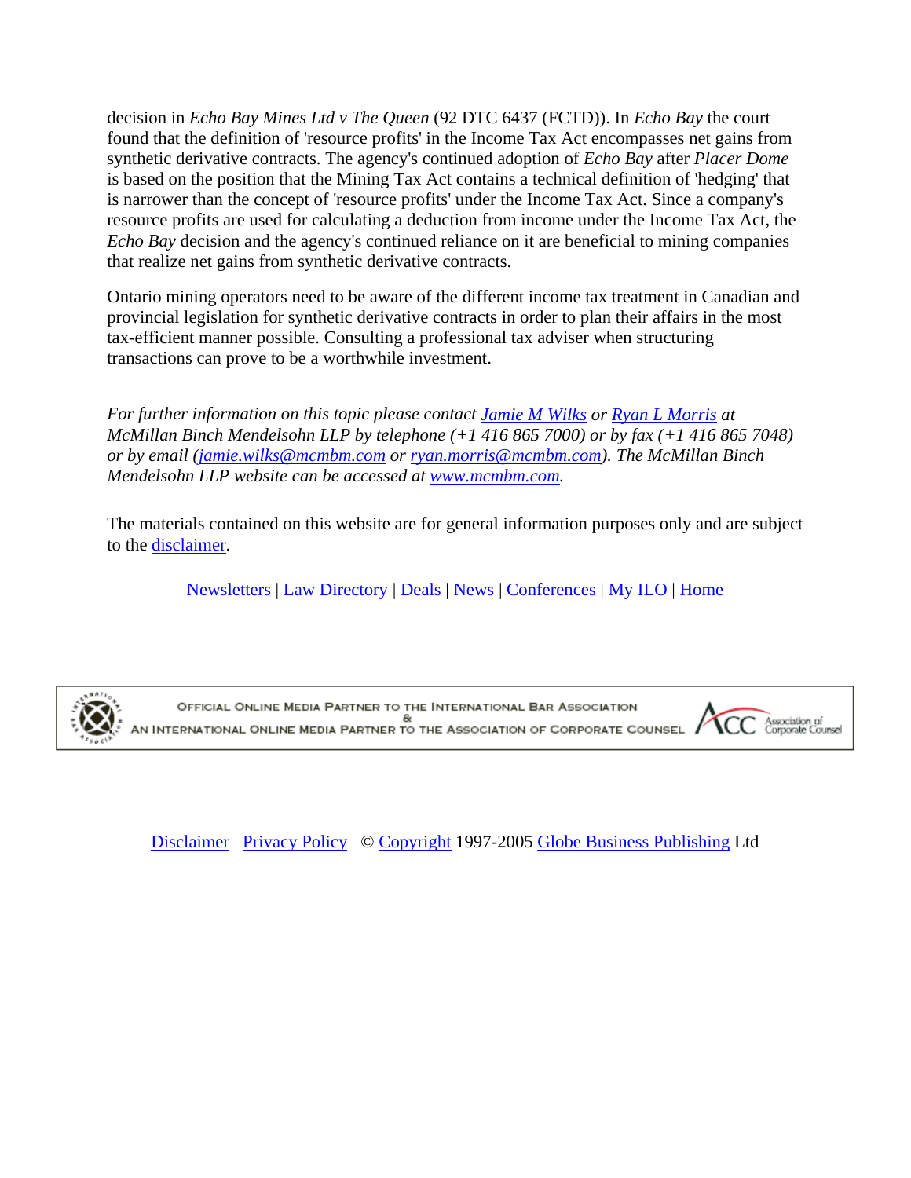decision in *Echo Bay Mines Ltd v The Queen* (92 DTC 6437 (FCTD)). In *Echo Bay* the court found that the definition of 'resource profits' in the Income Tax Act encompasses net gains from synthetic derivative contracts. The agency's continued adoption of *Echo Bay* after *Placer Dome* is based on the position that the Mining Tax Act contains a technical definition of 'hedging' that is narrower than the concept of 'resource profits' under the Income Tax Act. Since a company's resource profits are used for calculating a deduction from income under the Income Tax Act, the *Echo Bay* decision and the agency's continued reliance on it are beneficial to mining companies that realize net gains from synthetic derivative contracts.

Ontario mining operators need to be aware of the different income tax treatment in Canadian and provincial legislation for synthetic derivative contracts in order to plan their affairs in the most tax-efficient manner possible. Consulting a professional tax adviser when structuring transactions can prove to be a worthwhile investment.

*For further information on this topic please contact Jamie M Wilks or Ryan L Morris at McMillan Binch Mendelsohn LLP by telephone (+1 416 865 7000) or by fax (+1 416 865 7048) or by email (jamie.wilks@mcmbm.com or ryan.morris@mcmbm.com). The McMillan Binch Mendelsohn LLP website can be accessed at www.mcmbm.com.*

The materials contained on this website are for general information purposes only and are subject to the disclaimer.

Newsletters | Law Directory | Deals | News | Conferences | My ILO | Home

Official Online Media Partner to the International Bar Association
&
An International Online Media Partner to the Association of Corporate Counsel

Disclaimer Privacy Policy © Copyright 1997-2005 Globe Business Publishing Ltd